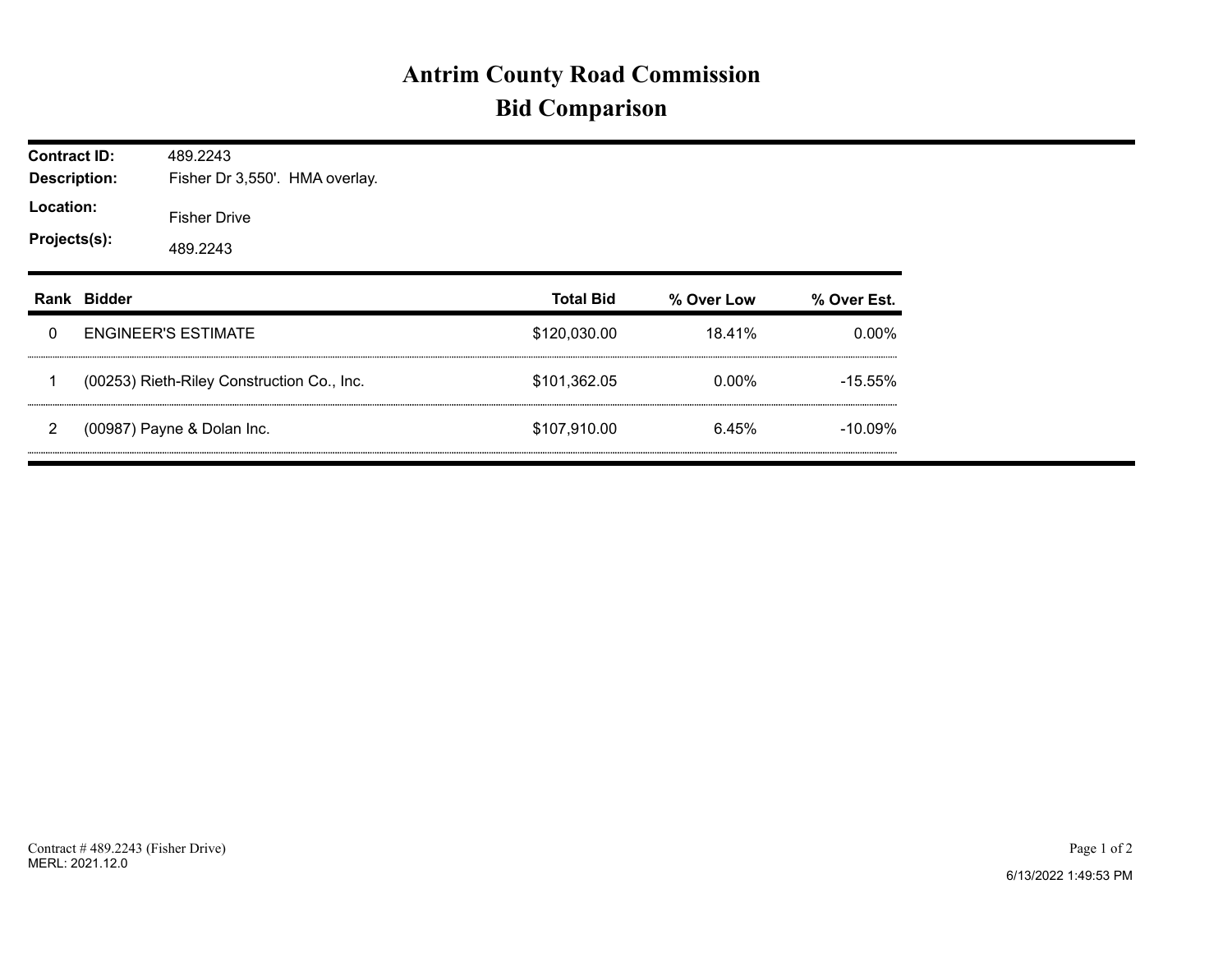# Antrim County Road Commission
## Bid Comparison

**Contract ID:** 489.2243
**Description:** Fisher Dr 3,550'. HMA overlay.
**Location:** Fisher Drive
**Projects(s):** 489.2243

| Rank | Bidder | Total Bid | % Over Low | % Over Est. |
|---|---|---|---|---|
| 0 | ENGINEER'S ESTIMATE | $120,030.00 | 18.41% | 0.00% |
| 1 | (00253) Rieth-Riley Construction Co., Inc. | $101,362.05 | 0.00% | -15.55% |
| 2 | (00987) Payne & Dolan Inc. | $107,910.00 | 6.45% | -10.09% |

Contract # 489.2243 (Fisher Drive)
MERL: 2021.12.0

6/13/2022 1:49:53 PM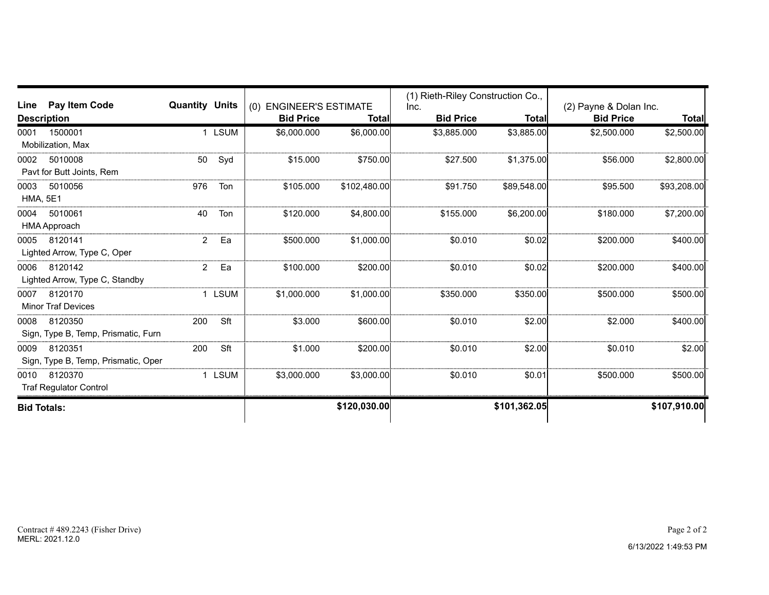| Line | Pay Item Code | Quantity | Units | (0) ENGINEER'S ESTIMATE | | (1) Rieth-Riley Construction Co., Inc. | | (2) Payne & Dolan Inc. | |
|---|---|---|---|---|---|---|---|---|---|
| Description | | | | Bid Price | Total | Bid Price | Total | Bid Price | Total |
| 0001 | 1500001 Mobilization, Max | 1 | LSUM | $6,000.000 | $6,000.00 | $3,885.000 | $3,885.00 | $2,500.000 | $2,500.00 |
| 0002 | 5010008 Pavt for Butt Joints, Rem | 50 | Syd | $15.000 | $750.00 | $27.500 | $1,375.00 | $56.000 | $2,800.00 |
| 0003 | 5010056 HMA, 5E1 | 976 | Ton | $105.000 | $102,480.00 | $91.750 | $89,548.00 | $95.500 | $93,208.00 |
| 0004 | 5010061 HMA Approach | 40 | Ton | $120.000 | $4,800.00 | $155.000 | $6,200.00 | $180.000 | $7,200.00 |
| 0005 | 8120141 Lighted Arrow, Type C, Oper | 2 | Ea | $500.000 | $1,000.00 | $0.010 | $0.02 | $200.000 | $400.00 |
| 0006 | 8120142 Lighted Arrow, Type C, Standby | 2 | Ea | $100.000 | $200.00 | $0.010 | $0.02 | $200.000 | $400.00 |
| 0007 | 8120170 Minor Traf Devices | 1 | LSUM | $1,000.000 | $1,000.00 | $350.000 | $350.00 | $500.000 | $500.00 |
| 0008 | 8120350 Sign, Type B, Temp, Prismatic, Furn | 200 | Sft | $3.000 | $600.00 | $0.010 | $2.00 | $2.000 | $400.00 |
| 0009 | 8120351 Sign, Type B, Temp, Prismatic, Oper | 200 | Sft | $1.000 | $200.00 | $0.010 | $2.00 | $0.010 | $2.00 |
| 0010 | 8120370 Traf Regulator Control | 1 | LSUM | $3,000.000 | $3,000.00 | $0.010 | $0.01 | $500.000 | $500.00 |
| **Bid Totals:** | | | | | **$120,030.00** | | **$101,362.05** | | **$107,910.00** |

Contract # 489.2243 (Fisher Drive)
MERL: 2021.12.0

6/13/2022 1:49:53 PM